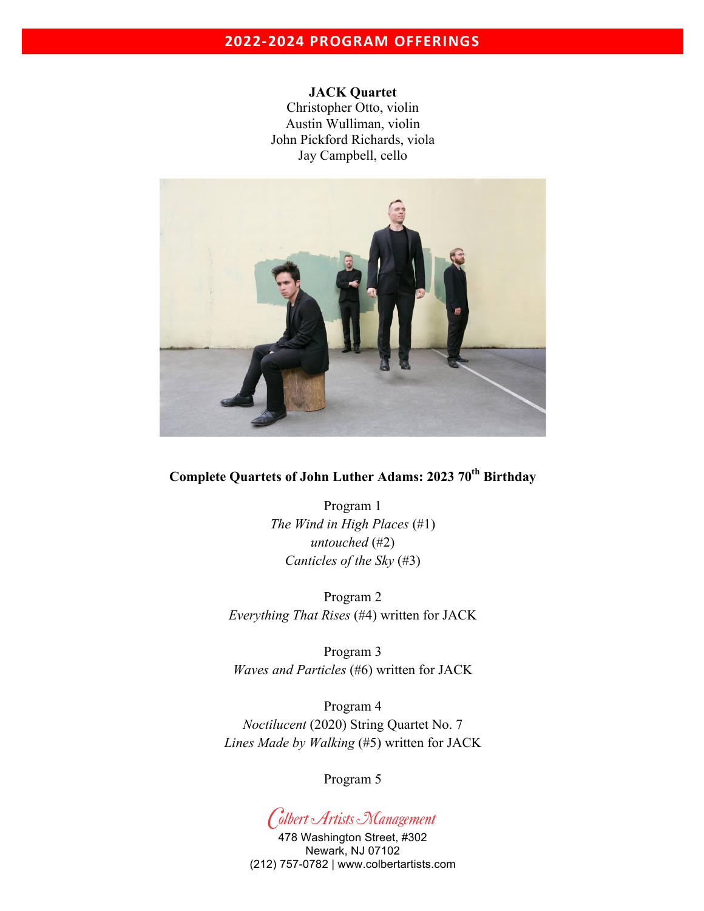## 2022-2024 PROGRAM OFFERINGS

**JACK Quartet**
Christopher Otto, violin
Austin Wulliman, violin
John Pickford Richards, viola
Jay Campbell, cello

**Complete Quartets of John Luther Adams: 2023 70th Birthday**

Program 1
*The Wind in High Places* (#1)
*untouched* (#2)
*Canticles of the Sky* (#3)

Program 2
*Everything That Rises* (#4) written for JACK

Program 3
*Waves and Particles* (#6) written for JACK

Program 4
*Noctilucent* (2020) String Quartet No. 7
*Lines Made by Walking* (#5) written for JACK

Program 5

Colbert Artists Management
478 Washington Street, #302
Newark, NJ 07102
(212) 757-0782 | www.colbertartists.com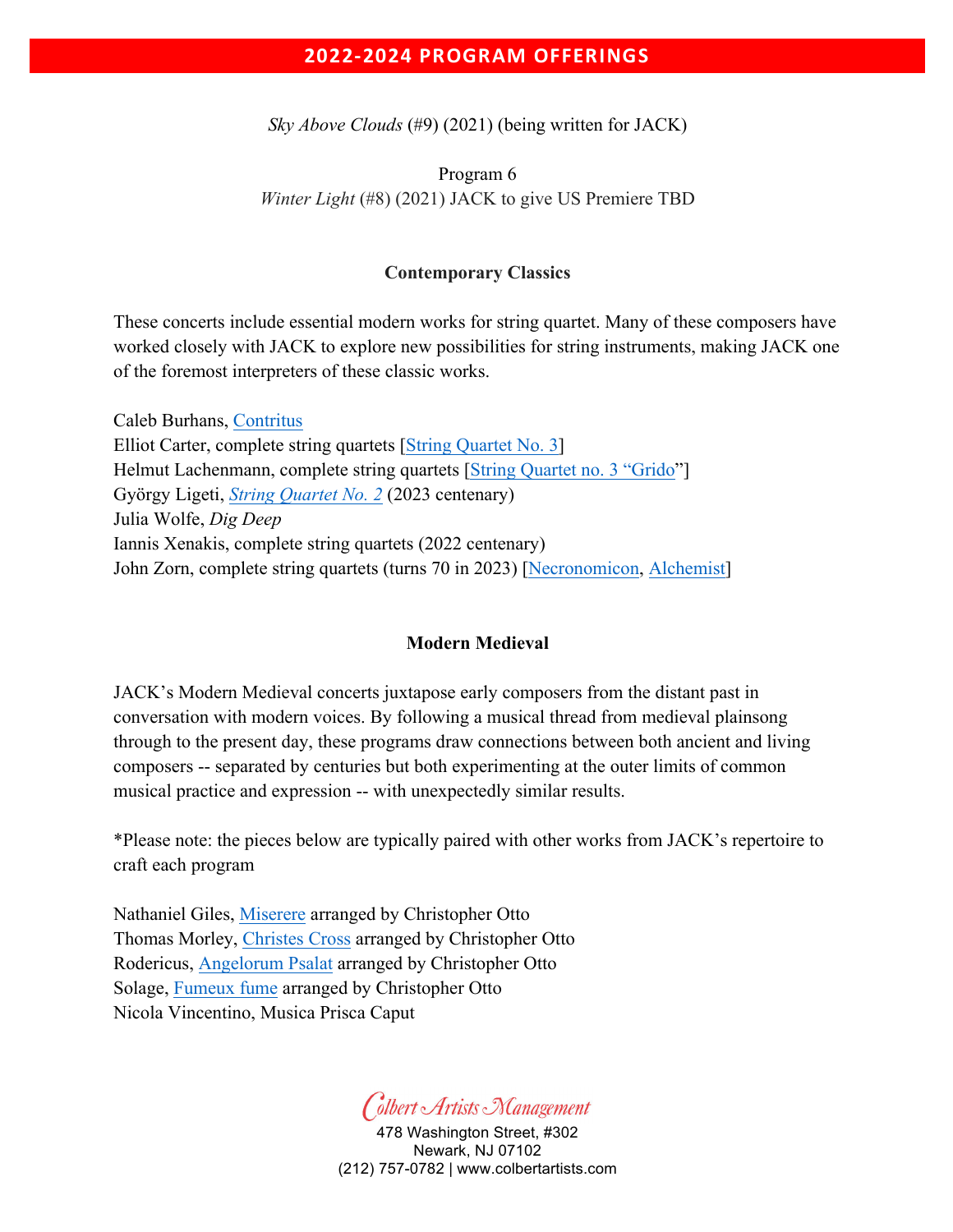*Sky Above Clouds* (#9) (2021) (being written for JACK)

Program 6

*Winter Light* (#8) (2021) JACK to give US Premiere TBD

### Contemporary Classics

These concerts include essential modern works for string quartet. Many of these composers have worked closely with JACK to explore new possibilities for string instruments, making JACK one of the foremost interpreters of these classic works.

Caleb Burhans, Contritus
Elliot Carter, complete string quartets [String Quartet No. 3]
Helmut Lachenmann, complete string quartets [String Quartet no. 3 "Grido"]
György Ligeti, *String Quartet No. 2* (2023 centenary)
Julia Wolfe, *Dig Deep*
Iannis Xenakis, complete string quartets (2022 centenary)
John Zorn, complete string quartets (turns 70 in 2023) [Necronomicon, Alchemist]

### Modern Medieval

JACK's Modern Medieval concerts juxtapose early composers from the distant past in conversation with modern voices. By following a musical thread from medieval plainsong through to the present day, these programs draw connections between both ancient and living composers -- separated by centuries but both experimenting at the outer limits of common musical practice and expression -- with unexpectedly similar results.

*Please note: the pieces below are typically paired with other works from JACK's repertoire to craft each program

Nathaniel Giles, Miserere arranged by Christopher Otto
Thomas Morley, Christes Cross arranged by Christopher Otto
Rodericus, Angelorum Psalat arranged by Christopher Otto
Solage, Fumeux fume arranged by Christopher Otto
Nicola Vincentino, Musica Prisca Caput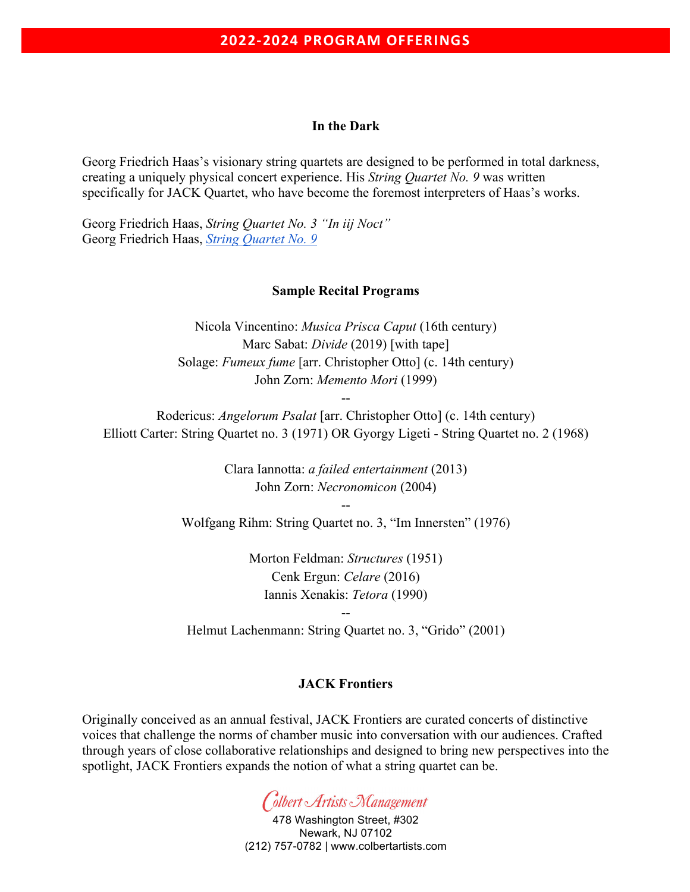## 2022-2024 PROGRAM OFFERINGS

### In the Dark

Georg Friedrich Haas's visionary string quartets are designed to be performed in total darkness, creating a uniquely physical concert experience. His *String Quartet No. 9* was written specifically for JACK Quartet, who have become the foremost interpreters of Haas's works.

Georg Friedrich Haas, *String Quartet No. 3 "In iij Noct"*
Georg Friedrich Haas, *String Quartet No. 9*

### Sample Recital Programs

Nicola Vincentino: *Musica Prisca Caput* (16th century)
Marc Sabat: *Divide* (2019) [with tape]
Solage: *Fumeux fume* [arr. Christopher Otto] (c. 14th century)
John Zorn: *Memento Mori* (1999)
--
Rodericus: *Angelorum Psalat* [arr. Christopher Otto] (c. 14th century)
Elliott Carter: String Quartet no. 3 (1971) OR Gyorgy Ligeti - String Quartet no. 2 (1968)

Clara Iannotta: *a failed entertainment* (2013)
John Zorn: *Necronomicon* (2004)
--
Wolfgang Rihm: String Quartet no. 3, "Im Innersten" (1976)

Morton Feldman: *Structures* (1951)
Cenk Ergun: *Celare* (2016)
Iannis Xenakis: *Tetora* (1990)
--
Helmut Lachenmann: String Quartet no. 3, "Grido" (2001)

### JACK Frontiers

Originally conceived as an annual festival, JACK Frontiers are curated concerts of distinctive voices that challenge the norms of chamber music into conversation with our audiences. Crafted through years of close collaborative relationships and designed to bring new perspectives into the spotlight, JACK Frontiers expands the notion of what a string quartet can be.

Colbert Artists Management
478 Washington Street, #302
Newark, NJ 07102
(212) 757-0782 | www.colbertartists.com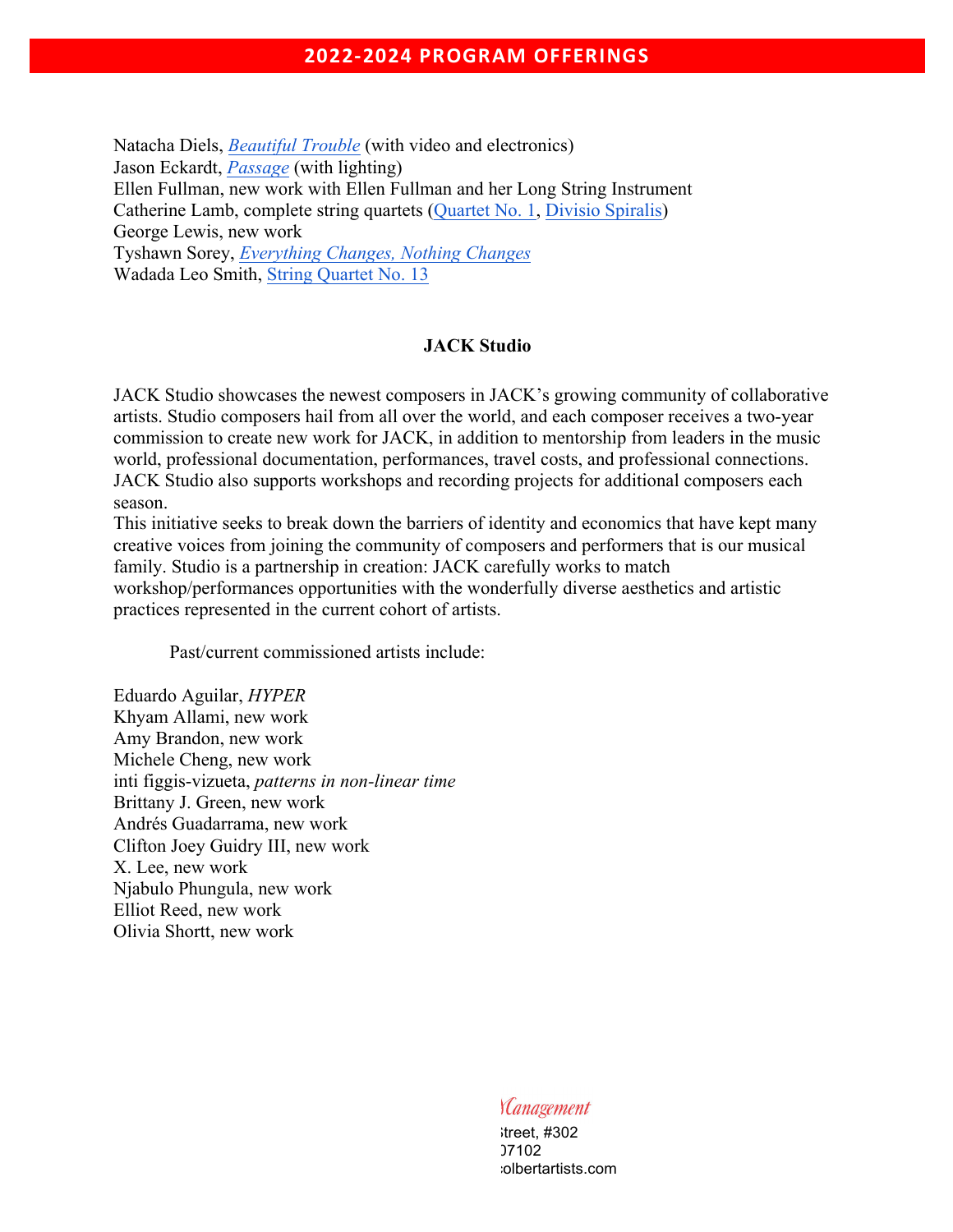Natacha Diels, *Beautiful Trouble* (with video and electronics)
Jason Eckardt, *Passage* (with lighting)
Ellen Fullman, new work with Ellen Fullman and her Long String Instrument
Catherine Lamb, complete string quartets (Quartet No. 1, Divisio Spiralis)
George Lewis, new work
Tyshawn Sorey, *Everything Changes, Nothing Changes*
Wadada Leo Smith, String Quartet No. 13

## JACK Studio

JACK Studio showcases the newest composers in JACK's growing community of collaborative artists. Studio composers hail from all over the world, and each composer receives a two-year commission to create new work for JACK, in addition to mentorship from leaders in the music world, professional documentation, performances, travel costs, and professional connections. JACK Studio also supports workshops and recording projects for additional composers each season.

This initiative seeks to break down the barriers of identity and economics that have kept many creative voices from joining the community of composers and performers that is our musical family. Studio is a partnership in creation: JACK carefully works to match workshop/performances opportunities with the wonderfully diverse aesthetics and artistic practices represented in the current cohort of artists.

Past/current commissioned artists include:

Eduardo Aguilar, *HYPER*
Khyam Allami, new work
Amy Brandon, new work
Michele Cheng, new work
inti figgis-vizueta, *patterns in non-linear time*
Brittany J. Green, new work
Andrés Guadarrama, new work
Clifton Joey Guidry III, new work
X. Lee, new work
Njabulo Phungula, new work
Elliot Reed, new work
Olivia Shortt, new work